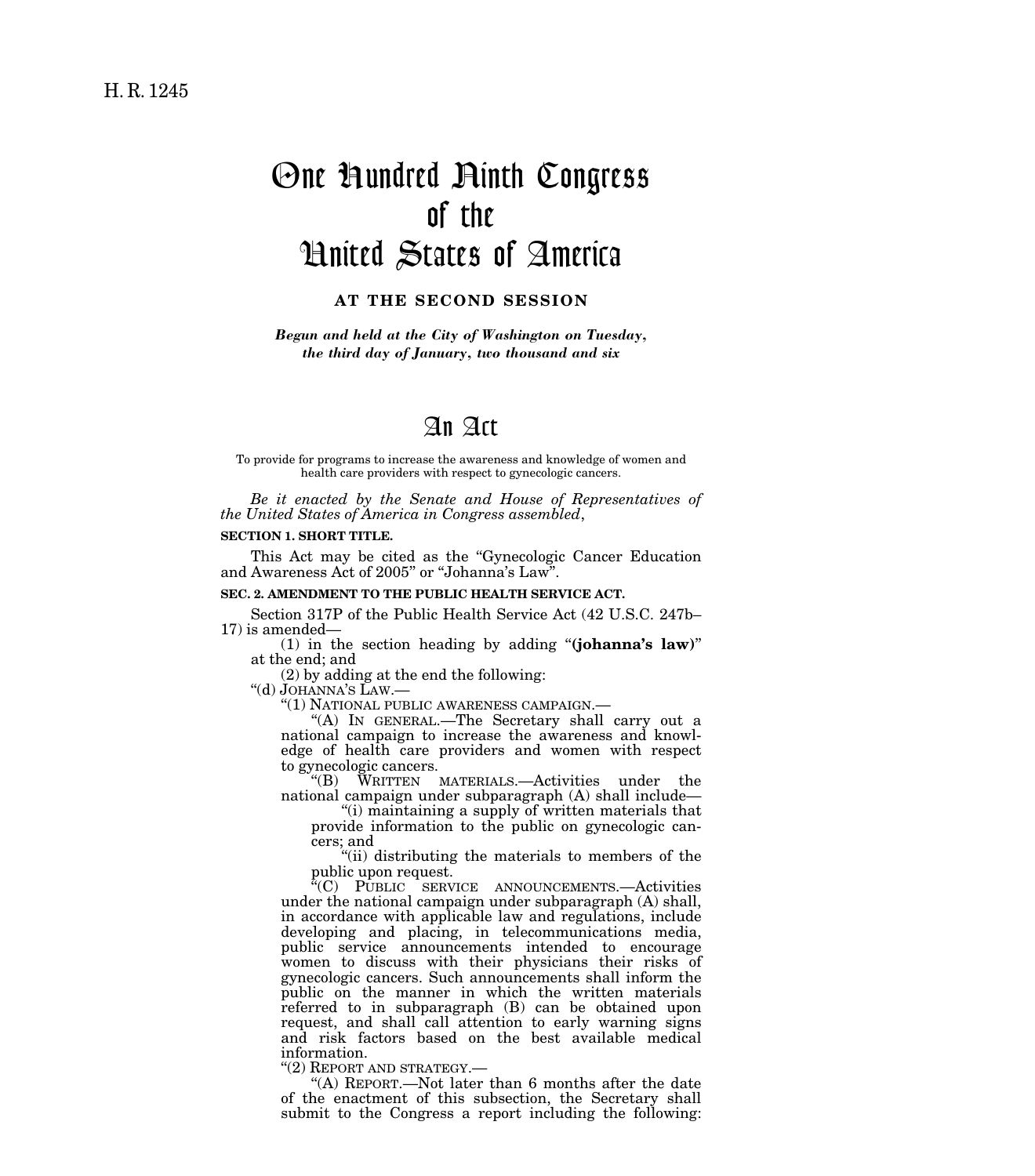H. R. 1245

# One Hundred Ninth Congress of the United States of America

**AT THE SECOND SESSION**

*Begun and held at the City of Washington on Tuesday, the third day of January, two thousand and six*

# An Act

To provide for programs to increase the awareness and knowledge of women and health care providers with respect to gynecologic cancers.

*Be it enacted by the Senate and House of Representatives of the United States of America in Congress assembled*,

**SECTION 1. SHORT TITLE.**

This Act may be cited as the "Gynecologic Cancer Education and Awareness Act of 2005" or "Johanna's Law".

**SEC. 2. AMENDMENT TO THE PUBLIC HEALTH SERVICE ACT.**

Section 317P of the Public Health Service Act (42 U.S.C. 247b–17) is amended—

(1) in the section heading by adding "**(johanna's law)**" at the end; and

(2) by adding at the end the following:

"(d) JOHANNA'S LAW.—

"(1) NATIONAL PUBLIC AWARENESS CAMPAIGN.—

"(A) IN GENERAL.—The Secretary shall carry out a national campaign to increase the awareness and knowledge of health care providers and women with respect to gynecologic cancers.

"(B) WRITTEN MATERIALS.—Activities under the national campaign under subparagraph (A) shall include—

"(i) maintaining a supply of written materials that provide information to the public on gynecologic cancers; and

"(ii) distributing the materials to members of the public upon request.

"(C) PUBLIC SERVICE ANNOUNCEMENTS.—Activities under the national campaign under subparagraph (A) shall, in accordance with applicable law and regulations, include developing and placing, in telecommunications media, public service announcements intended to encourage women to discuss with their physicians their risks of gynecologic cancers. Such announcements shall inform the public on the manner in which the written materials referred to in subparagraph (B) can be obtained upon request, and shall call attention to early warning signs and risk factors based on the best available medical information.

"(2) REPORT AND STRATEGY.—

"(A) REPORT.—Not later than 6 months after the date of the enactment of this subsection, the Secretary shall submit to the Congress a report including the following: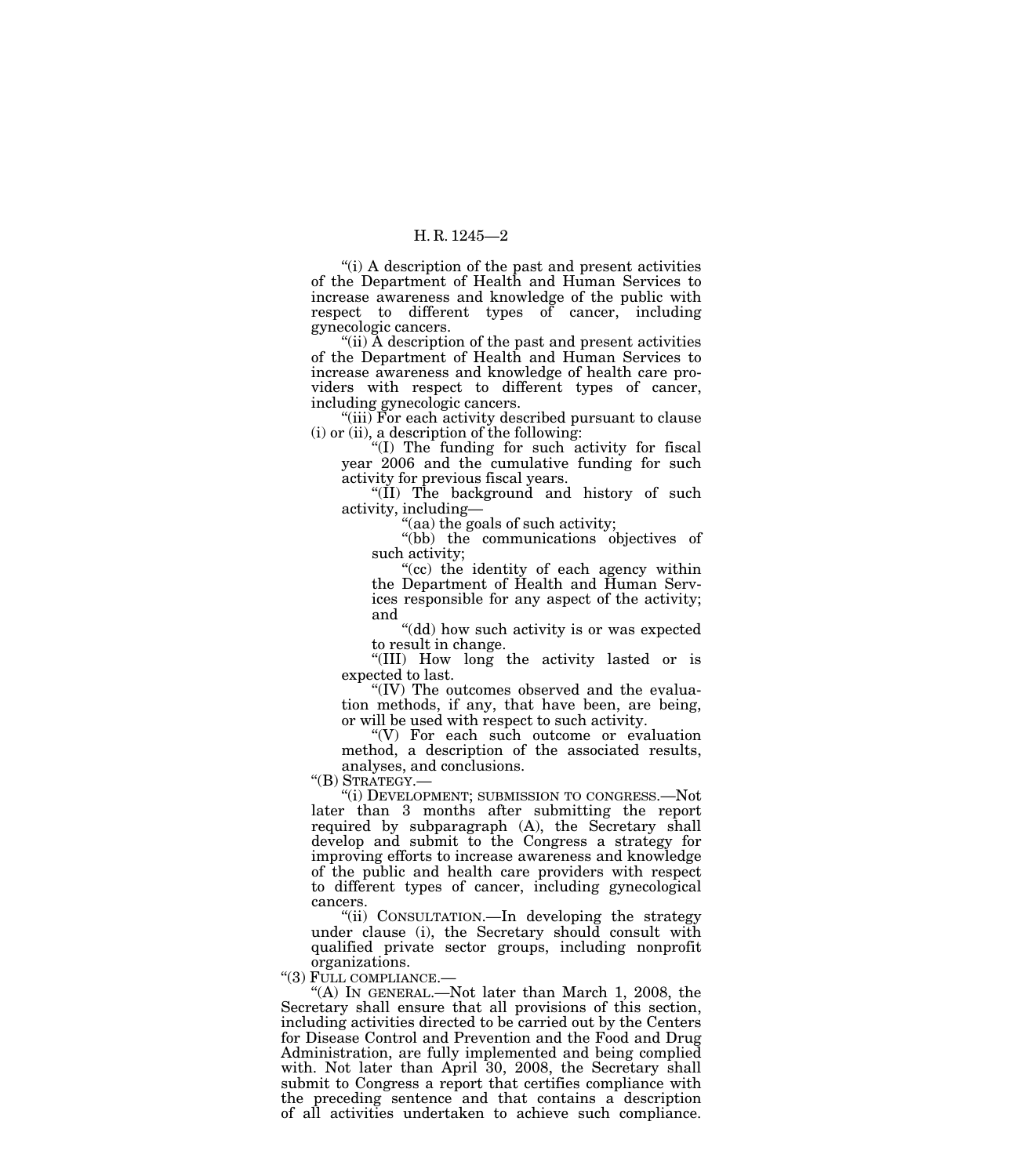"(i) A description of the past and present activities of the Department of Health and Human Services to increase awareness and knowledge of the public with respect to different types of cancer, including gynecologic cancers.

"(ii) A description of the past and present activities of the Department of Health and Human Services to increase awareness and knowledge of health care providers with respect to different types of cancer, including gynecologic cancers.

"(iii) For each activity described pursuant to clause (i) or (ii), a description of the following:

"(I) The funding for such activity for fiscal year 2006 and the cumulative funding for such activity for previous fiscal years.

"(II) The background and history of such activity, including—

"(aa) the goals of such activity;

"(bb) the communications objectives of such activity;

"(cc) the identity of each agency within the Department of Health and Human Services responsible for any aspect of the activity; and

"(dd) how such activity is or was expected to result in change.

"(III) How long the activity lasted or is expected to last.

"(IV) The outcomes observed and the evaluation methods, if any, that have been, are being, or will be used with respect to such activity.

"(V) For each such outcome or evaluation method, a description of the associated results, analyses, and conclusions.

"(B) STRATEGY.—

"(i) DEVELOPMENT; SUBMISSION TO CONGRESS.—Not later than 3 months after submitting the report required by subparagraph (A), the Secretary shall develop and submit to the Congress a strategy for improving efforts to increase awareness and knowledge of the public and health care providers with respect to different types of cancer, including gynecological cancers.

"(ii) CONSULTATION.—In developing the strategy under clause (i), the Secretary should consult with qualified private sector groups, including nonprofit organizations.

"(3) FULL COMPLIANCE.—

"(A) IN GENERAL.—Not later than March 1, 2008, the Secretary shall ensure that all provisions of this section, including activities directed to be carried out by the Centers for Disease Control and Prevention and the Food and Drug Administration, are fully implemented and being complied with. Not later than April 30, 2008, the Secretary shall submit to Congress a report that certifies compliance with the preceding sentence and that contains a description of all activities undertaken to achieve such compliance.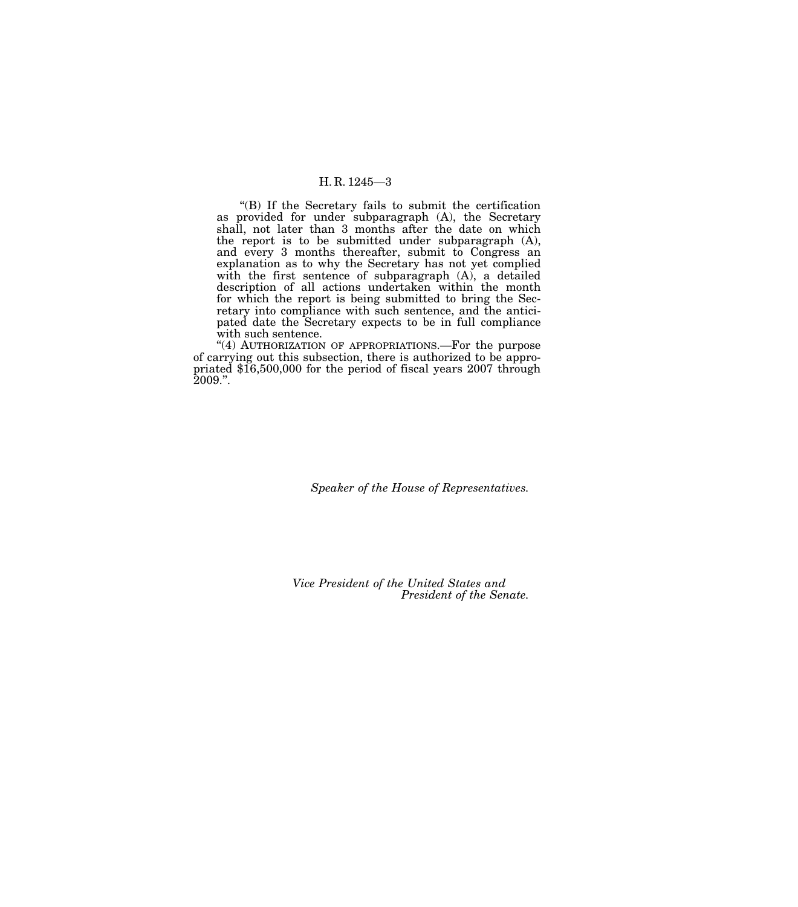"(B) If the Secretary fails to submit the certification as provided for under subparagraph (A), the Secretary shall, not later than 3 months after the date on which the report is to be submitted under subparagraph (A), and every 3 months thereafter, submit to Congress an explanation as to why the Secretary has not yet complied with the first sentence of subparagraph (A), a detailed description of all actions undertaken within the month for which the report is being submitted to bring the Secretary into compliance with such sentence, and the anticipated date the Secretary expects to be in full compliance with such sentence.

"(4) AUTHORIZATION OF APPROPRIATIONS.—For the purpose of carrying out this subsection, there is authorized to be appropriated $16,500,000 for the period of fiscal years 2007 through 2009.".

*Speaker of the House of Representatives.*

*Vice President of the United States and President of the Senate.*